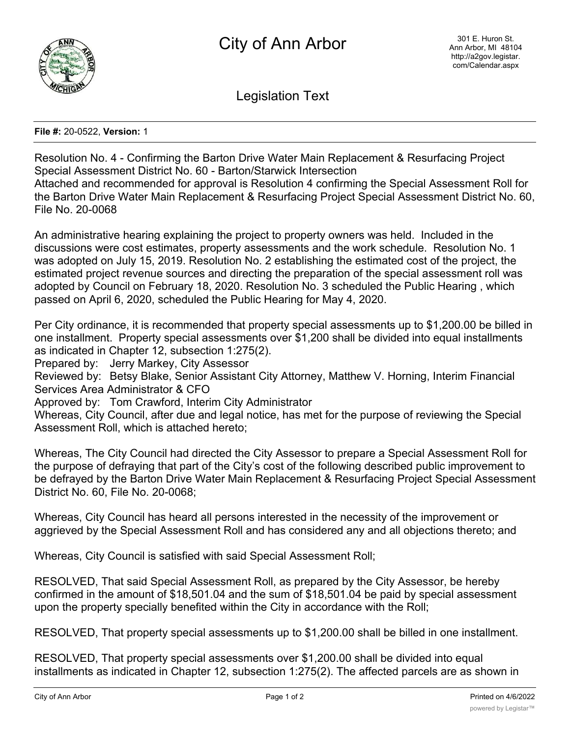# City of Antml Arbor

301 E. Huron St.
Ann Arbor, MI 48104
http://a2gov.legistar.com/Calendar.aspx

## Legislation Text

**File #:** 20-0522, **Version:** 1

Resolution No. 4 - Confirming the Barton Drive Water Main Replacement & Resurfacing Project Special Assessment District No. 60 - Barton/Starwick Intersection

Attached and recommended for approval is Resolution 4 confirming the Special Assessment Roll for the Barton Drive Water Main Replacement & Resurfacing Project Special Assessment District No. 60, File No. 20-0068

An administrative hearing explaining the project to property owners was held. Included in the discussions were cost estimates, property assessments and the work schedule. Resolution No. 1 was adopted on July 15, 2019. Resolution No. 2 establishing the estimated cost of the project, the estimated project revenue sources and directing the preparation of the special assessment roll was adopted by Council on February 18, 2020. Resolution No. 3 scheduled the Public Hearing , which passed on April 6, 2020, scheduled the Public Hearing for May 4, 2020.

Per City ordinance, it is recommended that property special assessments up to $1,200.00 be billed in one installment. Property special assessments over $1,200 shall be divided into equal installments as indicated in Chapter 12, subsection 1:275(2).

Prepared by: Jerry Markey, City Assessor

Reviewed by: Betsy Blake, Senior Assistant City Attorney, Matthew V. Horning, Interim Financial Services Area Administrator & CFO

Approved by: Tom Crawford, Interim City Administrator

Whereas, City Council, after due and legal notice, has met for the purpose of reviewing the Special Assessment Roll, which is attached hereto;

Whereas, The City Council had directed the City Assessor to prepare a Special Assessment Roll for the purpose of defraying that part of the City's cost of the following described public improvement to be defrayed by the Barton Drive Water Main Replacement & Resurfacing Project Special Assessment District No. 60, File No. 20-0068;

Whereas, City Council has heard all persons interested in the necessity of the improvement or aggrieved by the Special Assessment Roll and has considered any and all objections thereto; and

Whereas, City Council is satisfied with said Special Assessment Roll;

RESOLVED, That said Special Assessment Roll, as prepared by the City Assessor, be hereby confirmed in the amount of $18,501.04 and the sum of $18,501.04 be paid by special assessment upon the property specially benefited within the City in accordance with the Roll;

RESOLVED, That property special assessments up to $1,200.00 shall be billed in one installment.

RESOLVED, That property special assessments over $1,200.00 shall be divided into equal installments as indicated in Chapter 12, subsection 1:275(2). The affected parcels are as shown in

# City of Ann Arbor

301 E. Huron St.
Ann Arbor, MI 48104
http://a2gov.legistar.com/Calendar.aspx

## Legislation Text

**File #:** 20-0522, **Version:** 1

Resolution No. 4 - Confirming the Barton Drive Water Main Replacement & Resurfacing Project Special Assessment District No. 60 - Barton/Starwick Intersection

Attached and recommended for approval is Resolution 4 confirming the Special Assessment Roll for the Barton Drive Water Main Replacement & Resurfacing Project Special Assessment District No. 60, File No. 20-0068

An administrative hearing explaining the project to property owners was held. Included in the discussions were cost estimates, property assessments and the work schedule. Resolution No. 1 was adopted on July 15, 2019. Resolution No. 2 establishing the estimated cost of the project, the estimated project revenue sources and directing the preparation of the special assessment roll was adopted by Council on February 18, 2020. Resolution No. 3 scheduled the Public Hearing , which passed on April 6, 2020, scheduled the Public Hearing for May 4, 2020.

Per City ordinance, it is recommended that property special assessments up to $1,200.00 be billed in one installment. Property special assessments over $1,200 shall be divided into equal installments as indicated in Chapter 12, subsection 1:275(2).

Prepared by: Jerry Markey, City Assessor

Reviewed by: Betsy Blake, Senior Assistant City Attorney, Matthew V. Horning, Interim Financial Services Area Administrator & CFO

Approved by: Tom Crawford, Interim City Administrator

Whereas, City Council, after due and legal notice, has met for the purpose of reviewing the Special Assessment Roll, which is attached hereto;

Whereas, The City Council had directed the City Assessor to prepare a Special Assessment Roll for the purpose of defraying that part of the City's cost of the following described public improvement to be defrayed by the Barton Drive Water Main Replacement & Resurfacing Project Special Assessment District No. 60, File No. 20-0068;

Whereas, City Council has heard all persons interested in the necessity of the improvement or aggrieved by the Special Assessment Roll and has considered any and all objections thereto; and

Whereas, City Council is satisfied with said Special Assessment Roll;

RESOLVED, That said Special Assessment Roll, as prepared by the City Assessor, be hereby confirmed in the amount of $18,501.04 and the sum of $18,501.04 be paid by special assessment upon the property specially benefited within the City in accordance with the Roll;

RESOLVED, That property special assessments up to $1,200.00 shall be billed in one installment.

RESOLVED, That property special assessments over $1,200.00 shall be divided into equal installments as indicated in Chapter 12, subsection 1:275(2). The affected parcels are as shown in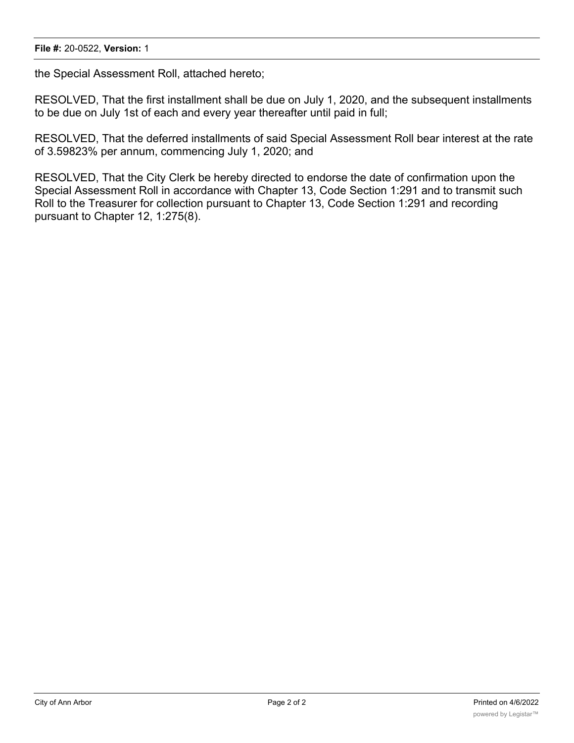the Special Assessment Roll, attached hereto;

RESOLVED, That the first installment shall be due on July 1, 2020, and the subsequent installments to be due on July 1st of each and every year thereafter until paid in full;

RESOLVED, That the deferred installments of said Special Assessment Roll bear interest at the rate of 3.59823% per annum, commencing July 1, 2020; and

RESOLVED, That the City Clerk be hereby directed to endorse the date of confirmation upon the Special Assessment Roll in accordance with Chapter 13, Code Section 1:291 and to transmit such Roll to the Treasurer for collection pursuant to Chapter 13, Code Section 1:291 and recording pursuant to Chapter 12, 1:275(8).